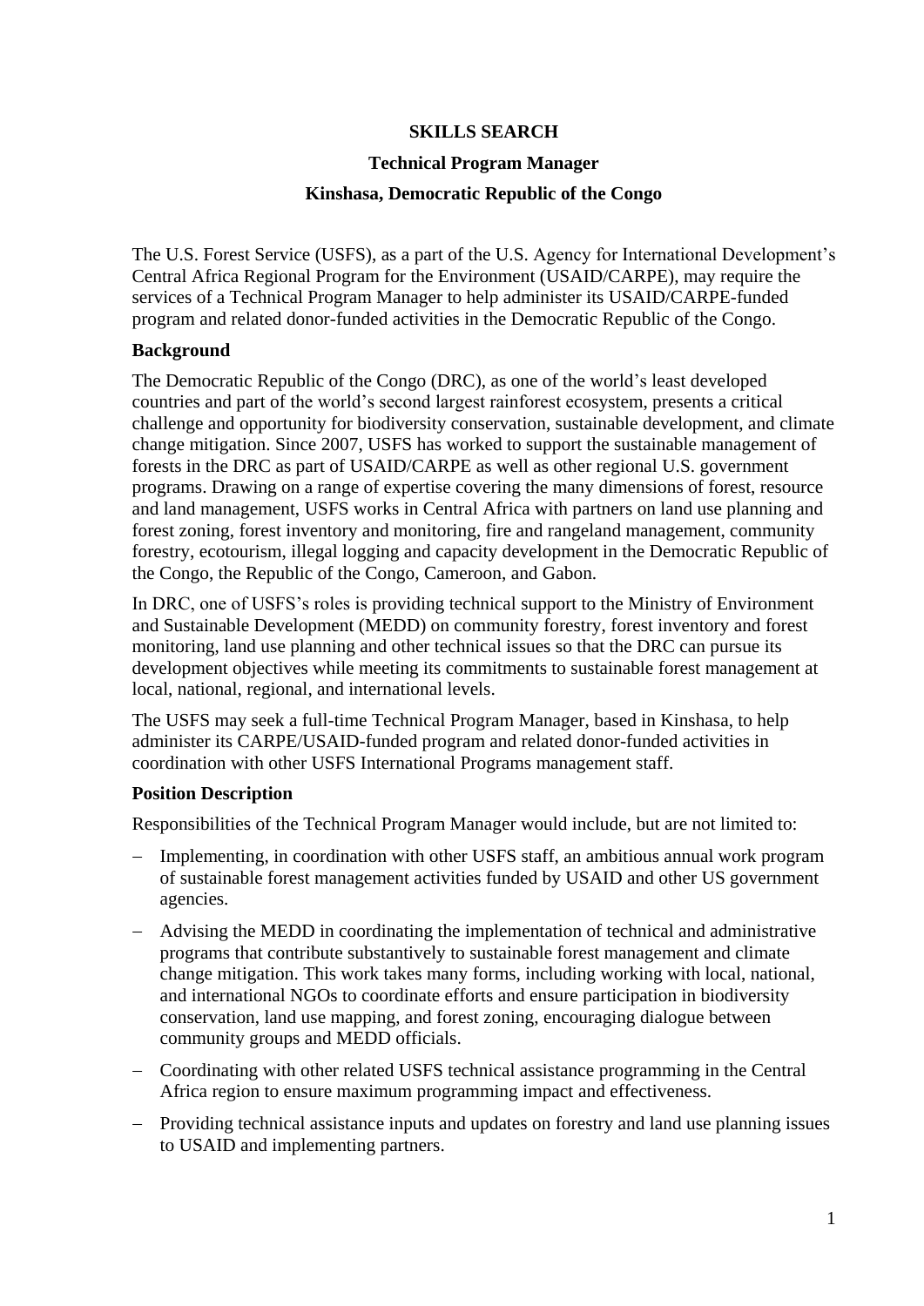**SKILLS SEARCH**

**Technical Program Manager**

**Kinshasa, Democratic Republic of the Congo**

The U.S. Forest Service (USFS), as a part of the U.S. Agency for International Development's Central Africa Regional Program for the Environment (USAID/CARPE), may require the services of a Technical Program Manager to help administer its USAID/CARPE-funded program and related donor-funded activities in the Democratic Republic of the Congo.

## Background

The Democratic Republic of the Congo (DRC), as one of the world's least developed countries and part of the world's second largest rainforest ecosystem, presents a critical challenge and opportunity for biodiversity conservation, sustainable development, and climate change mitigation. Since 2007, USFS has worked to support the sustainable management of forests in the DRC as part of USAID/CARPE as well as other regional U.S. government programs. Drawing on a range of expertise covering the many dimensions of forest, resource and land management, USFS works in Central Africa with partners on land use planning and forest zoning, forest inventory and monitoring, fire and rangeland management, community forestry, ecotourism, illegal logging and capacity development in the Democratic Republic of the Congo, the Republic of the Congo, Cameroon, and Gabon.

In DRC, one of USFS's roles is providing technical support to the Ministry of Environment and Sustainable Development (MEDD) on community forestry, forest inventory and forest monitoring, land use planning and other technical issues so that the DRC can pursue its development objectives while meeting its commitments to sustainable forest management at local, national, regional, and international levels.

The USFS may seek a full-time Technical Program Manager, based in Kinshasa, to help administer its CARPE/USAID-funded program and related donor-funded activities in coordination with other USFS International Programs management staff.

## Position Description

Responsibilities of the Technical Program Manager would include, but are not limited to:

- Implementing, in coordination with other USFS staff, an ambitious annual work program of sustainable forest management activities funded by USAID and other US government agencies.
- Advising the MEDD in coordinating the implementation of technical and administrative programs that contribute substantively to sustainable forest management and climate change mitigation. This work takes many forms, including working with local, national, and international NGOs to coordinate efforts and ensure participation in biodiversity conservation, land use mapping, and forest zoning, encouraging dialogue between community groups and MEDD officials.
- Coordinating with other related USFS technical assistance programming in the Central Africa region to ensure maximum programming impact and effectiveness.
- Providing technical assistance inputs and updates on forestry and land use planning issues to USAID and implementing partners.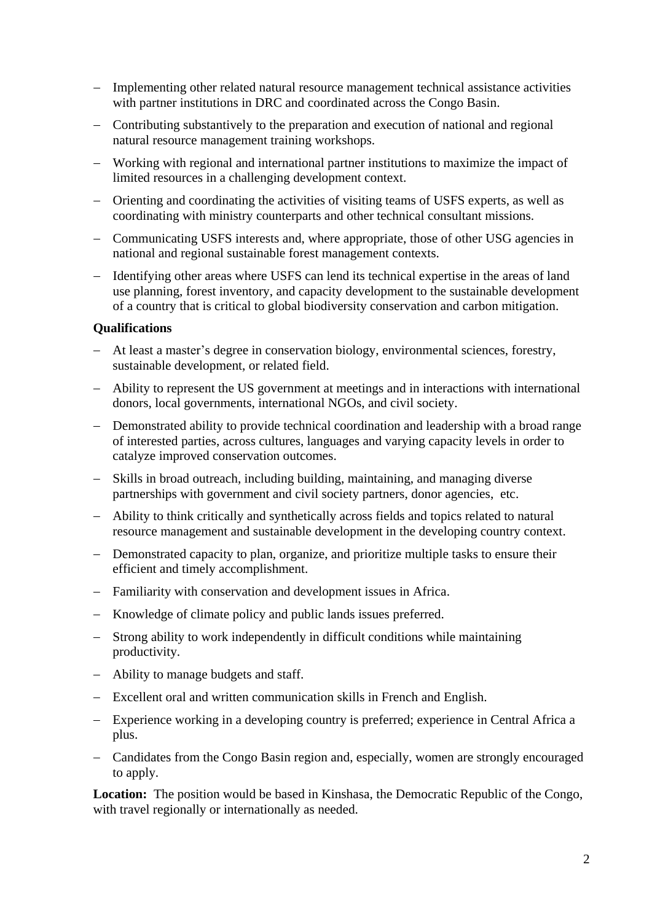- Implementing other related natural resource management technical assistance activities with partner institutions in DRC and coordinated across the Congo Basin.
- Contributing substantively to the preparation and execution of national and regional natural resource management training workshops.
- Working with regional and international partner institutions to maximize the impact of limited resources in a challenging development context.
- Orienting and coordinating the activities of visiting teams of USFS experts, as well as coordinating with ministry counterparts and other technical consultant missions.
- Communicating USFS interests and, where appropriate, those of other USG agencies in national and regional sustainable forest management contexts.
- Identifying other areas where USFS can lend its technical expertise in the areas of land use planning, forest inventory, and capacity development to the sustainable development of a country that is critical to global biodiversity conservation and carbon mitigation.

**Qualifications**

- At least a master's degree in conservation biology, environmental sciences, forestry, sustainable development, or related field.
- Ability to represent the US government at meetings and in interactions with international donors, local governments, international NGOs, and civil society.
- Demonstrated ability to provide technical coordination and leadership with a broad range of interested parties, across cultures, languages and varying capacity levels in order to catalyze improved conservation outcomes.
- Skills in broad outreach, including building, maintaining, and managing diverse partnerships with government and civil society partners, donor agencies, etc.
- Ability to think critically and synthetically across fields and topics related to natural resource management and sustainable development in the developing country context.
- Demonstrated capacity to plan, organize, and prioritize multiple tasks to ensure their efficient and timely accomplishment.
- Familiarity with conservation and development issues in Africa.
- Knowledge of climate policy and public lands issues preferred.
- Strong ability to work independently in difficult conditions while maintaining productivity.
- Ability to manage budgets and staff.
- Excellent oral and written communication skills in French and English.
- Experience working in a developing country is preferred; experience in Central Africa a plus.
- Candidates from the Congo Basin region and, especially, women are strongly encouraged to apply.

**Location:** The position would be based in Kinshasa, the Democratic Republic of the Congo, with travel regionally or internationally as needed.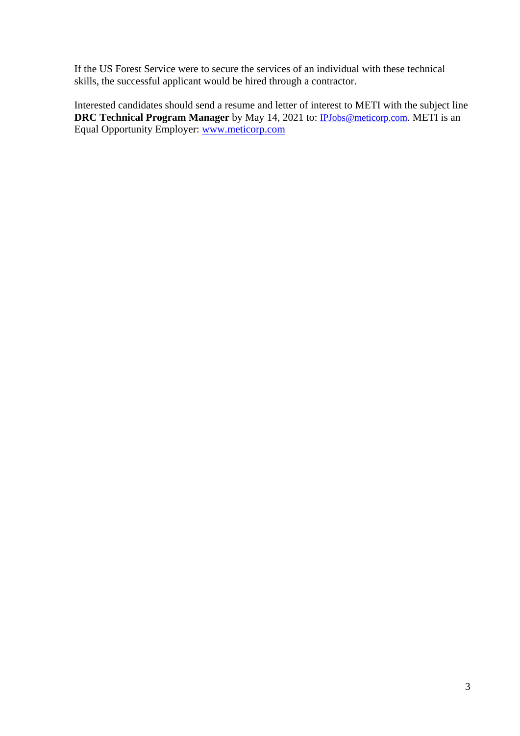If the US Forest Service were to secure the services of an individual with these technical skills, the successful applicant would be hired through a contractor.

Interested candidates should send a resume and letter of interest to METI with the subject line **DRC Technical Program Manager** by May 14, 2021 to: IPJobs@meticorp.com. METI is an Equal Opportunity Employer: www.meticorp.com